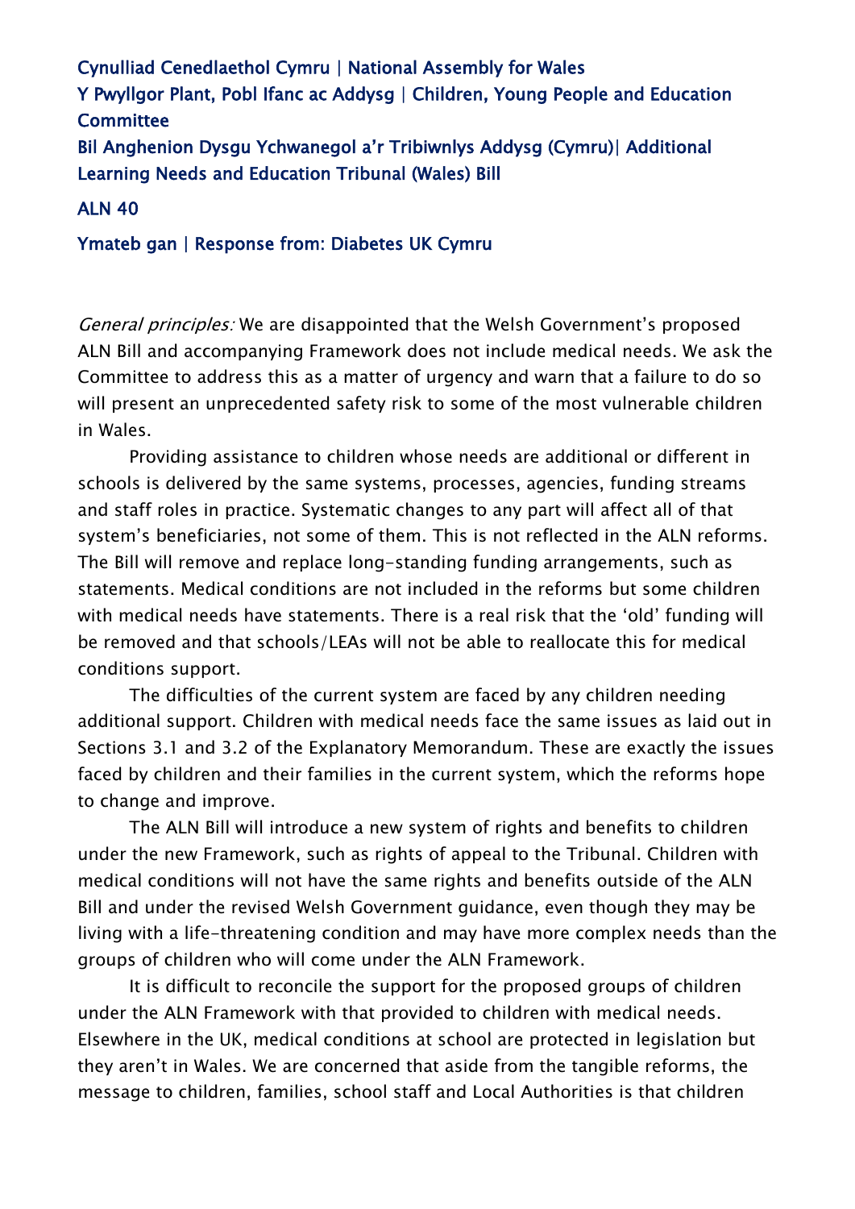Cynulliad Cenedlaethol Cymru | National Assembly for Wales
Y Pwyllgor Plant, Pobl Ifanc ac Addysg | Children, Young People and Education Committee
Bil Anghenion Dysgu Ychwanegol a'r Tribiwnlys Addysg (Cymru)| Additional Learning Needs and Education Tribunal (Wales) Bill

ALN 40

Ymateb gan | Response from: Diabetes UK Cymru

*General principles:* We are disappointed that the Welsh Government's proposed ALN Bill and accompanying Framework does not include medical needs. We ask the Committee to address this as a matter of urgency and warn that a failure to do so will present an unprecedented safety risk to some of the most vulnerable children in Wales.

Providing assistance to children whose needs are additional or different in schools is delivered by the same systems, processes, agencies, funding streams and staff roles in practice. Systematic changes to any part will affect all of that system's beneficiaries, not some of them. This is not reflected in the ALN reforms. The Bill will remove and replace long-standing funding arrangements, such as statements. Medical conditions are not included in the reforms but some children with medical needs have statements. There is a real risk that the 'old' funding will be removed and that schools/LEAs will not be able to reallocate this for medical conditions support.

The difficulties of the current system are faced by any children needing additional support. Children with medical needs face the same issues as laid out in Sections 3.1 and 3.2 of the Explanatory Memorandum. These are exactly the issues faced by children and their families in the current system, which the reforms hope to change and improve.

The ALN Bill will introduce a new system of rights and benefits to children under the new Framework, such as rights of appeal to the Tribunal. Children with medical conditions will not have the same rights and benefits outside of the ALN Bill and under the revised Welsh Government guidance, even though they may be living with a life-threatening condition and may have more complex needs than the groups of children who will come under the ALN Framework.

It is difficult to reconcile the support for the proposed groups of children under the ALN Framework with that provided to children with medical needs. Elsewhere in the UK, medical conditions at school are protected in legislation but they aren't in Wales. We are concerned that aside from the tangible reforms, the message to children, families, school staff and Local Authorities is that children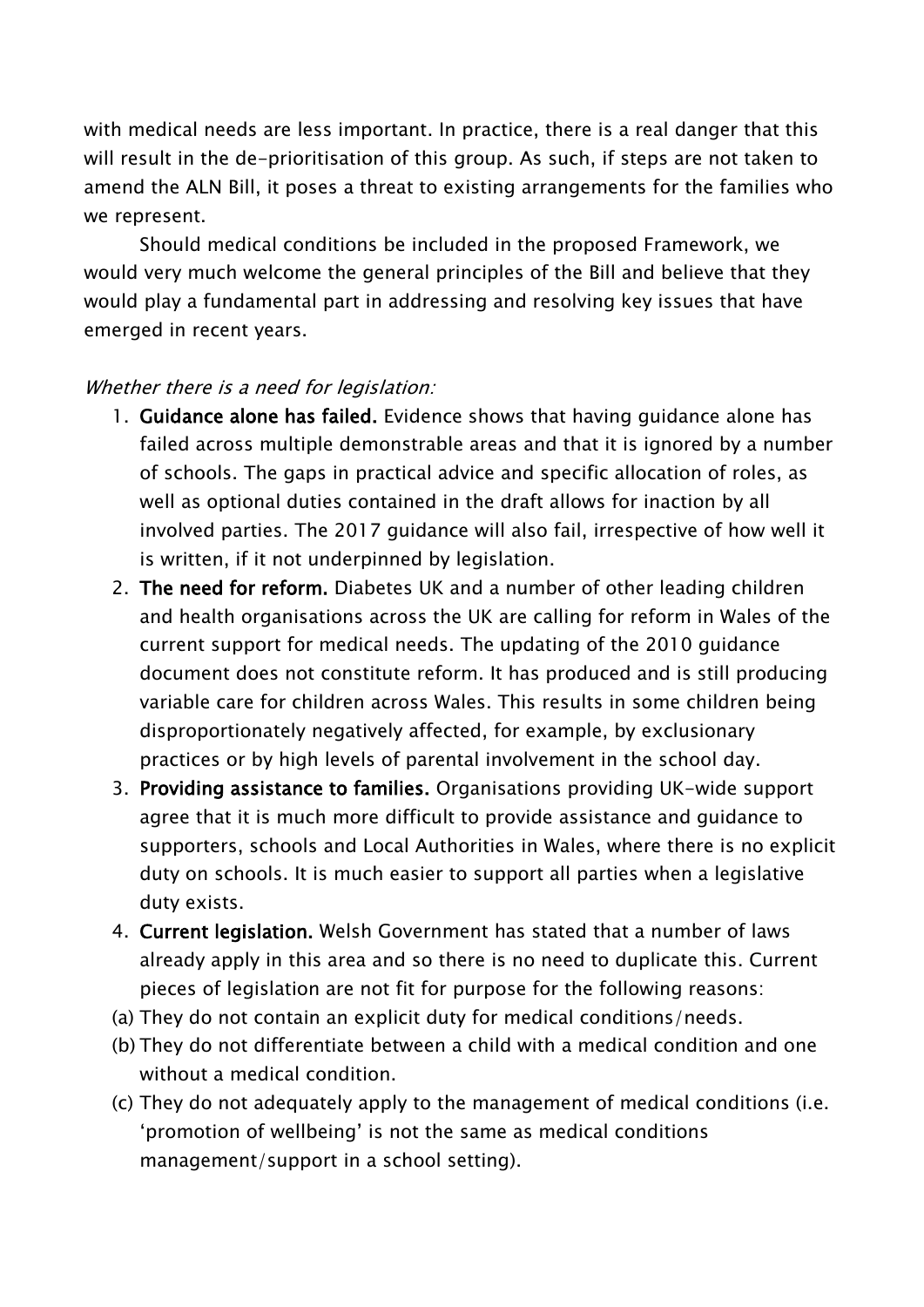with medical needs are less important. In practice, there is a real danger that this will result in the de-prioritisation of this group. As such, if steps are not taken to amend the ALN Bill, it poses a threat to existing arrangements for the families who we represent.

Should medical conditions be included in the proposed Framework, we would very much welcome the general principles of the Bill and believe that they would play a fundamental part in addressing and resolving key issues that have emerged in recent years.

*Whether there is a need for legislation:*

1. **Guidance alone has failed.** Evidence shows that having guidance alone has failed across multiple demonstrable areas and that it is ignored by a number of schools. The gaps in practical advice and specific allocation of roles, as well as optional duties contained in the draft allows for inaction by all involved parties. The 2017 guidance will also fail, irrespective of how well it is written, if it not underpinned by legislation.
2. **The need for reform.** Diabetes UK and a number of other leading children and health organisations across the UK are calling for reform in Wales of the current support for medical needs. The updating of the 2010 guidance document does not constitute reform. It has produced and is still producing variable care for children across Wales. This results in some children being disproportionately negatively affected, for example, by exclusionary practices or by high levels of parental involvement in the school day.
3. **Providing assistance to families.** Organisations providing UK-wide support agree that it is much more difficult to provide assistance and guidance to supporters, schools and Local Authorities in Wales, where there is no explicit duty on schools. It is much easier to support all parties when a legislative duty exists.
4. **Current legislation.** Welsh Government has stated that a number of laws already apply in this area and so there is no need to duplicate this. Current pieces of legislation are not fit for purpose for the following reasons:

(a) They do not contain an explicit duty for medical conditions/needs.

(b) They do not differentiate between a child with a medical condition and one without a medical condition.

(c) They do not adequately apply to the management of medical conditions (i.e. 'promotion of wellbeing' is not the same as medical conditions management/support in a school setting).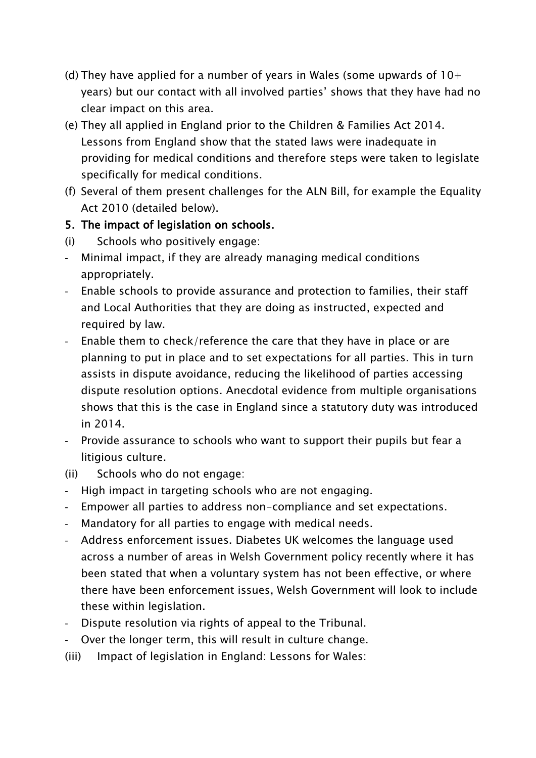(d) They have applied for a number of years in Wales (some upwards of 10+ years) but our contact with all involved parties' shows that they have had no clear impact on this area.

(e) They all applied in England prior to the Children & Families Act 2014. Lessons from England show that the stated laws were inadequate in providing for medical conditions and therefore steps were taken to legislate specifically for medical conditions.

(f) Several of them present challenges for the ALN Bill, for example the Equality Act 2010 (detailed below).

**5. The impact of legislation on schools.**

(i) Schools who positively engage:

- Minimal impact, if they are already managing medical conditions appropriately.
- Enable schools to provide assurance and protection to families, their staff and Local Authorities that they are doing as instructed, expected and required by law.
- Enable them to check/reference the care that they have in place or are planning to put in place and to set expectations for all parties. This in turn assists in dispute avoidance, reducing the likelihood of parties accessing dispute resolution options. Anecdotal evidence from multiple organisations shows that this is the case in England since a statutory duty was introduced in 2014.
- Provide assurance to schools who want to support their pupils but fear a litigious culture.

(ii) Schools who do not engage:

- High impact in targeting schools who are not engaging.
- Empower all parties to address non-compliance and set expectations.
- Mandatory for all parties to engage with medical needs.
- Address enforcement issues. Diabetes UK welcomes the language used across a number of areas in Welsh Government policy recently where it has been stated that when a voluntary system has not been effective, or where there have been enforcement issues, Welsh Government will look to include these within legislation.
- Dispute resolution via rights of appeal to the Tribunal.
- Over the longer term, this will result in culture change.

(iii) Impact of legislation in England: Lessons for Wales: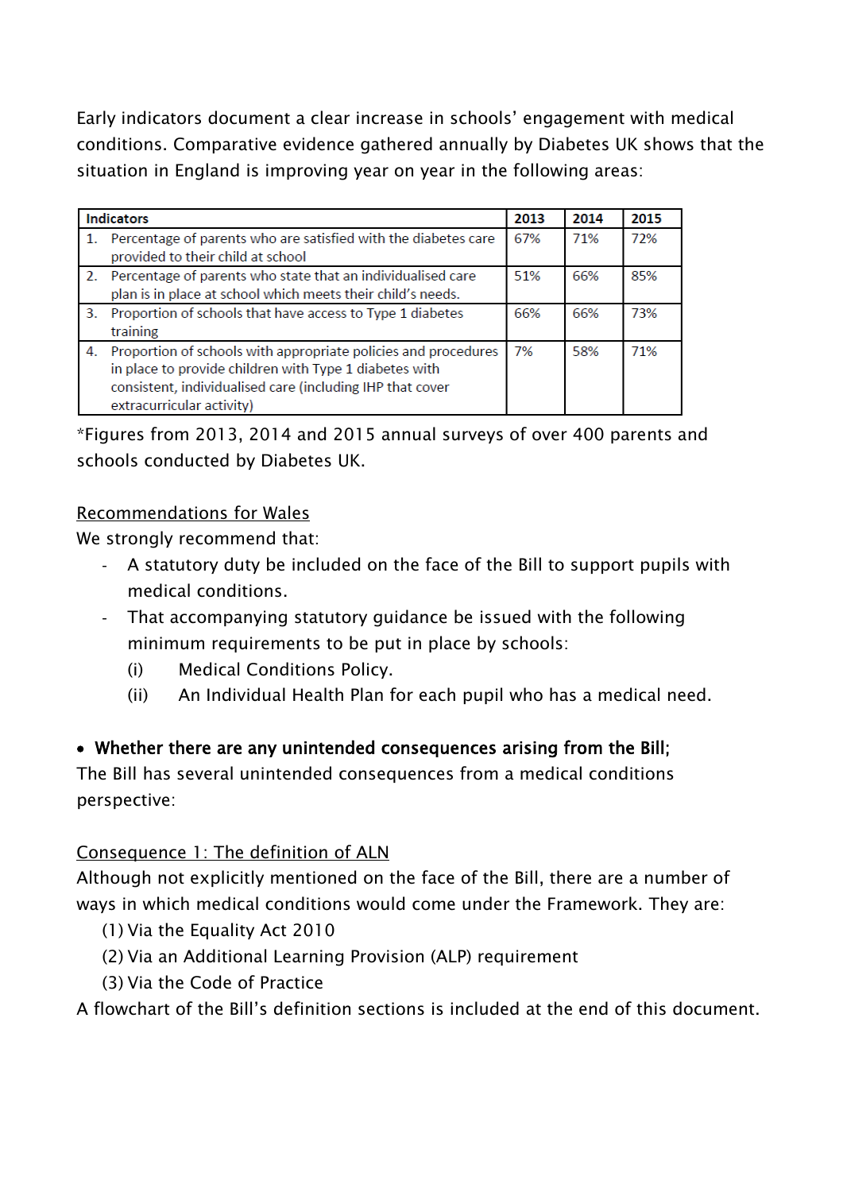Early indicators document a clear increase in schools' engagement with medical conditions. Comparative evidence gathered annually by Diabetes UK shows that the situation in England is improving year on year in the following areas:

| Indicators | 2013 | 2014 | 2015 |
|---|---|---|---|
| 1. Percentage of parents who are satisfied with the diabetes care provided to their child at school | 67% | 71% | 72% |
| 2. Percentage of parents who state that an individualised care plan is in place at school which meets their child's needs. | 51% | 66% | 85% |
| 3. Proportion of schools that have access to Type 1 diabetes training | 66% | 66% | 73% |
| 4. Proportion of schools with appropriate policies and procedures in place to provide children with Type 1 diabetes with consistent, individualised care (including IHP that cover extracurricular activity) | 7% | 58% | 71% |

*Figures from 2013, 2014 and 2015 annual surveys of over 400 parents and schools conducted by Diabetes UK.

Recommendations for Wales

We strongly recommend that:

- A statutory duty be included on the face of the Bill to support pupils with medical conditions.
- That accompanying statutory guidance be issued with the following minimum requirements to be put in place by schools:
  (i) Medical Conditions Policy.
  (ii) An Individual Health Plan for each pupil who has a medical need.

- **Whether there are any unintended consequences arising from the Bill;**

The Bill has several unintended consequences from a medical conditions perspective:

Consequence 1: The definition of ALN

Although not explicitly mentioned on the face of the Bill, there are a number of ways in which medical conditions would come under the Framework. They are:

(1) Via the Equality Act 2010
(2) Via an Additional Learning Provision (ALP) requirement
(3) Via the Code of Practice

A flowchart of the Bill's definition sections is included at the end of this document.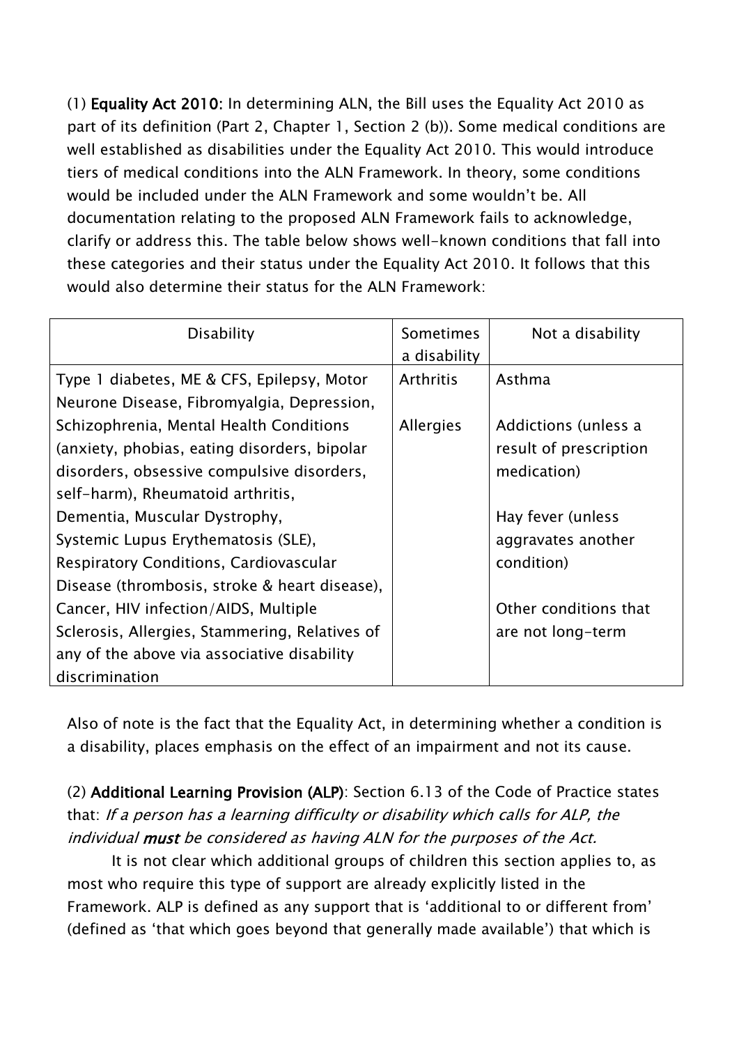(1) **Equality Act 2010**: In determining ALN, the Bill uses the Equality Act 2010 as part of its definition (Part 2, Chapter 1, Section 2 (b)). Some medical conditions are well established as disabilities under the Equality Act 2010. This would introduce tiers of medical conditions into the ALN Framework. In theory, some conditions would be included under the ALN Framework and some wouldn't be. All documentation relating to the proposed ALN Framework fails to acknowledge, clarify or address this. The table below shows well-known conditions that fall into these categories and their status under the Equality Act 2010. It follows that this would also determine their status for the ALN Framework:

| Disability | Sometimes a disability | Not a disability |
|---|---|---|
| Type 1 diabetes, ME & CFS, Epilepsy, Motor Neurone Disease, Fibromyalgia, Depression, Schizophrenia, Mental Health Conditions (anxiety, phobias, eating disorders, bipolar disorders, obsessive compulsive disorders, self-harm), Rheumatoid arthritis, Dementia, Muscular Dystrophy, Systemic Lupus Erythematosis (SLE), Respiratory Conditions, Cardiovascular Disease (thrombosis, stroke & heart disease), Cancer, HIV infection/AIDS, Multiple Sclerosis, Allergies, Stammering, Relatives of any of the above via associative disability discrimination | Arthritis<br><br>Allergies | Asthma<br><br>Addictions (unless a result of prescription medication)<br><br>Hay fever (unless aggravates another condition)<br><br>Other conditions that are not long-term |

Also of note is the fact that the Equality Act, in determining whether a condition is a disability, places emphasis on the effect of an impairment and not its cause.

(2) **Additional Learning Provision (ALP)**: Section 6.13 of the Code of Practice states that: *If a person has a learning difficulty or disability which calls for ALP, the individual* ***must*** *be considered as having ALN for the purposes of the Act.*

It is not clear which additional groups of children this section applies to, as most who require this type of support are already explicitly listed in the Framework. ALP is defined as any support that is 'additional to or different from' (defined as 'that which goes beyond that generally made available') that which is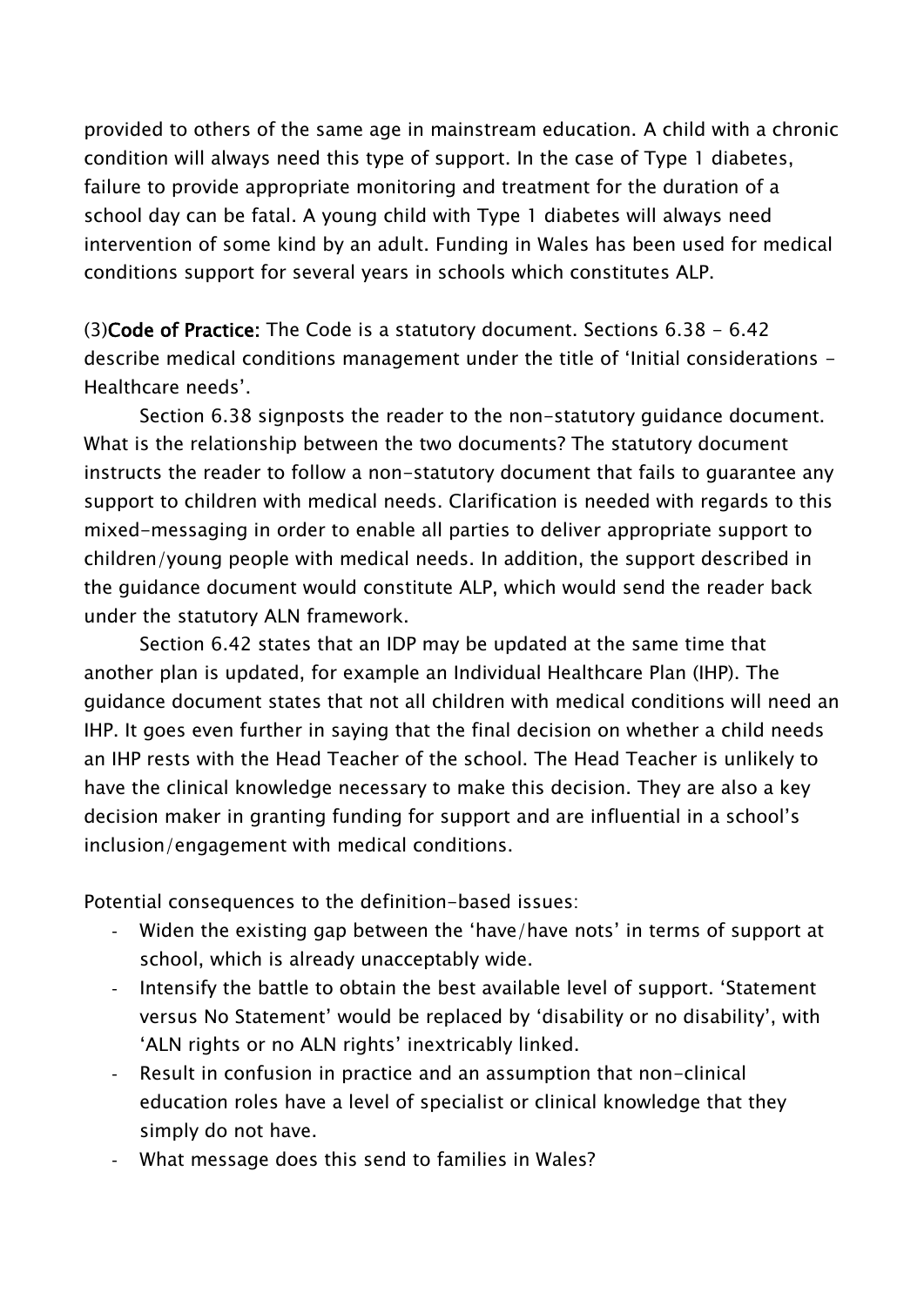provided to others of the same age in mainstream education. A child with a chronic condition will always need this type of support. In the case of Type 1 diabetes, failure to provide appropriate monitoring and treatment for the duration of a school day can be fatal. A young child with Type 1 diabetes will always need intervention of some kind by an adult. Funding in Wales has been used for medical conditions support for several years in schools which constitutes ALP.

(3)**Code of Practice:** The Code is a statutory document. Sections 6.38 - 6.42 describe medical conditions management under the title of 'Initial considerations - Healthcare needs'.

Section 6.38 signposts the reader to the non-statutory guidance document. What is the relationship between the two documents? The statutory document instructs the reader to follow a non-statutory document that fails to guarantee any support to children with medical needs. Clarification is needed with regards to this mixed-messaging in order to enable all parties to deliver appropriate support to children/young people with medical needs. In addition, the support described in the guidance document would constitute ALP, which would send the reader back under the statutory ALN framework.

Section 6.42 states that an IDP may be updated at the same time that another plan is updated, for example an Individual Healthcare Plan (IHP). The guidance document states that not all children with medical conditions will need an IHP. It goes even further in saying that the final decision on whether a child needs an IHP rests with the Head Teacher of the school. The Head Teacher is unlikely to have the clinical knowledge necessary to make this decision. They are also a key decision maker in granting funding for support and are influential in a school's inclusion/engagement with medical conditions.

Potential consequences to the definition-based issues:

- Widen the existing gap between the 'have/have nots' in terms of support at school, which is already unacceptably wide.
- Intensify the battle to obtain the best available level of support. 'Statement versus No Statement' would be replaced by 'disability or no disability', with 'ALN rights or no ALN rights' inextricably linked.
- Result in confusion in practice and an assumption that non-clinical education roles have a level of specialist or clinical knowledge that they simply do not have.
- What message does this send to families in Wales?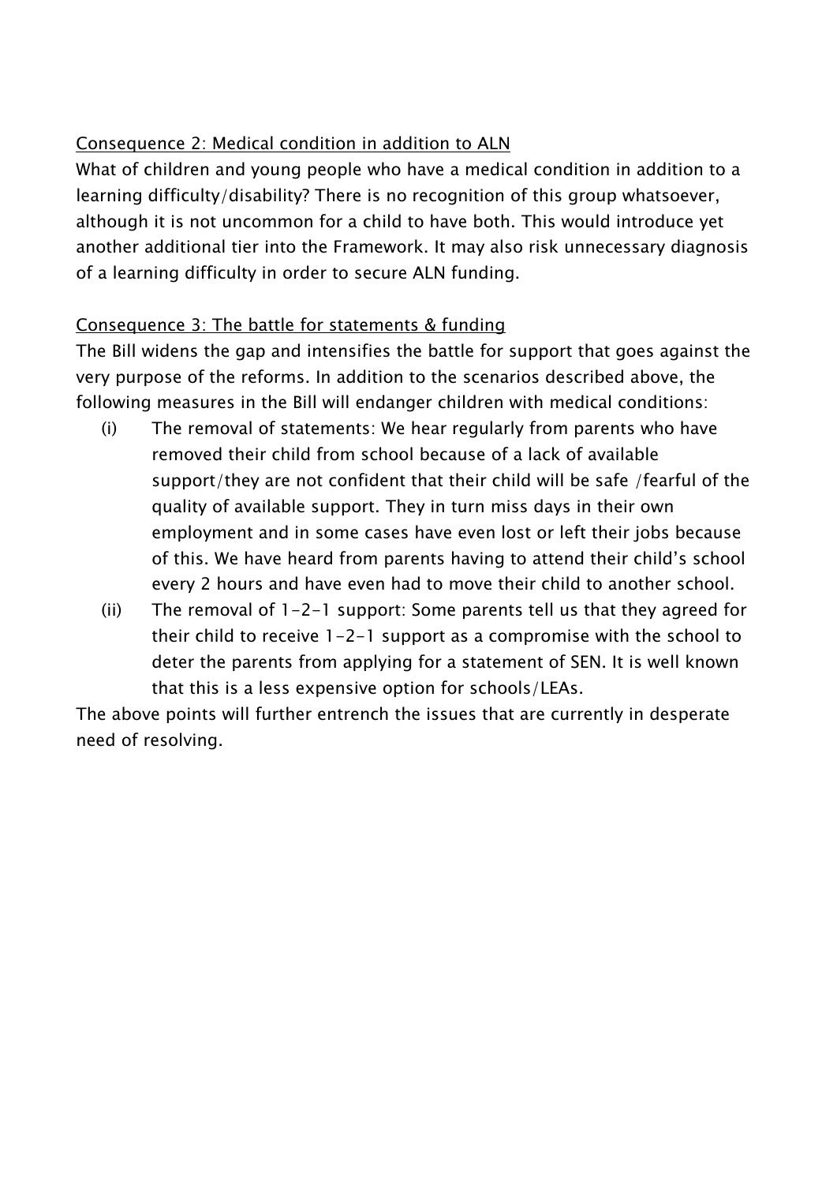Consequence 2: Medical condition in addition to ALN

What of children and young people who have a medical condition in addition to a learning difficulty/disability? There is no recognition of this group whatsoever, although it is not uncommon for a child to have both. This would introduce yet another additional tier into the Framework. It may also risk unnecessary diagnosis of a learning difficulty in order to secure ALN funding.

Consequence 3: The battle for statements & funding

The Bill widens the gap and intensifies the battle for support that goes against the very purpose of the reforms. In addition to the scenarios described above, the following measures in the Bill will endanger children with medical conditions:

(i) The removal of statements: We hear regularly from parents who have removed their child from school because of a lack of available support/they are not confident that their child will be safe /fearful of the quality of available support. They in turn miss days in their own employment and in some cases have even lost or left their jobs because of this. We have heard from parents having to attend their child's school every 2 hours and have even had to move their child to another school.

(ii) The removal of 1-2-1 support: Some parents tell us that they agreed for their child to receive 1-2-1 support as a compromise with the school to deter the parents from applying for a statement of SEN. It is well known that this is a less expensive option for schools/LEAs.

The above points will further entrench the issues that are currently in desperate need of resolving.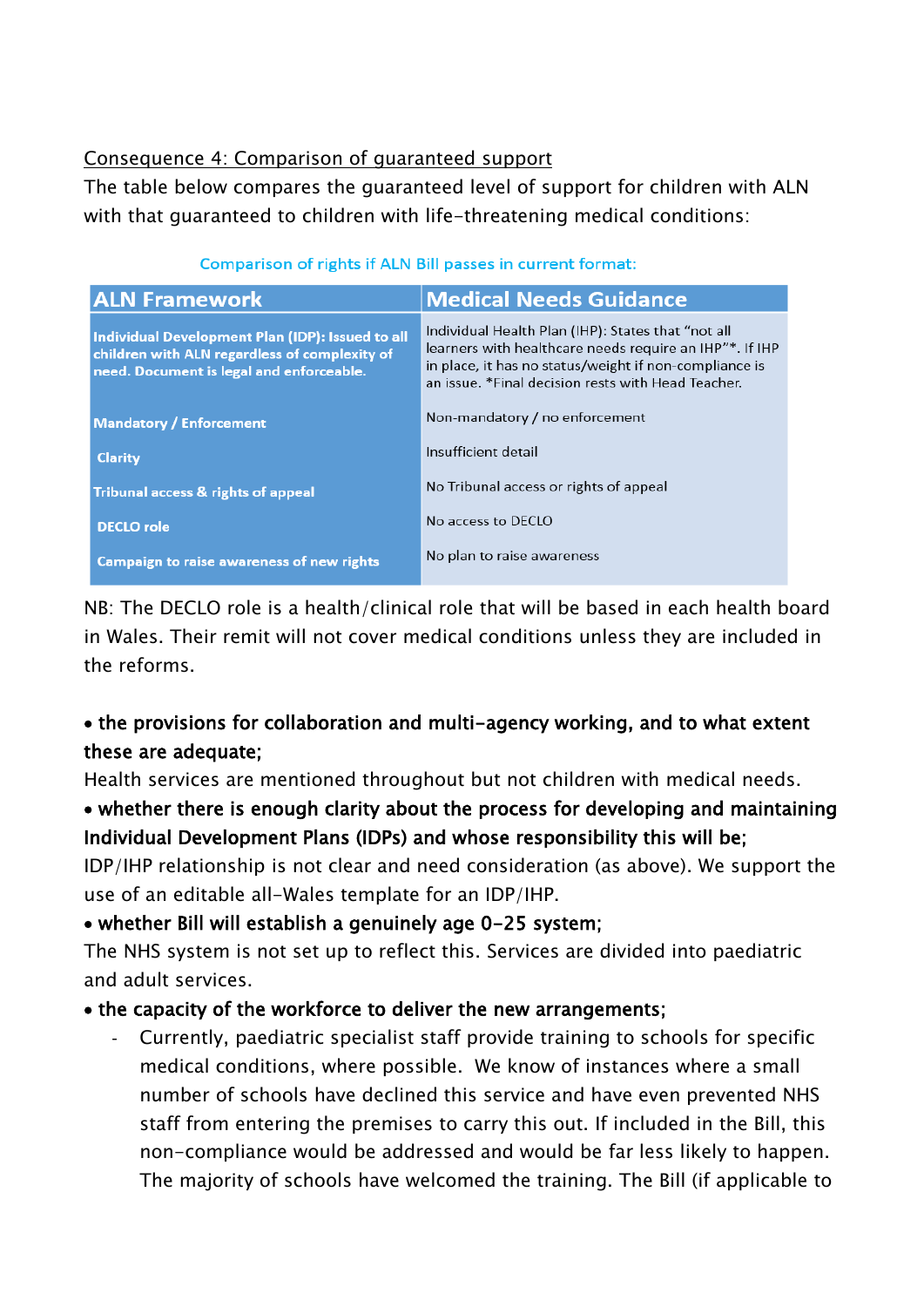Consequence 4: Comparison of guaranteed support

The table below compares the guaranteed level of support for children with ALN with that guaranteed to children with life-threatening medical conditions:

Comparison of rights if ALN Bill passes in current format:

| ALN Framework | Medical Needs Guidance |
|---|---|
| **Individual Development Plan (IDP): Issued to all children with ALN regardless of complexity of need. Document is legal and enforceable.** | Individual Health Plan (IHP): States that "not all learners with healthcare needs require an IHP"*. If IHP in place, it has no status/weight if non-compliance is an issue. *Final decision rests with Head Teacher. |
| **Mandatory / Enforcement** | Non-mandatory / no enforcement |
| **Clarity** | Insufficient detail |
| **Tribunal access & rights of appeal** | No Tribunal access or rights of appeal |
| **DECLO role** | No access to DECLO |
| **Campaign to raise awareness of new rights** | No plan to raise awareness |

NB: The DECLO role is a health/clinical role that will be based in each health board in Wales. Their remit will not cover medical conditions unless they are included in the reforms.

- **the provisions for collaboration and multi-agency working, and to what extent these are adequate;**

Health services are mentioned throughout but not children with medical needs.

- **whether there is enough clarity about the process for developing and maintaining Individual Development Plans (IDPs) and whose responsibility this will be;**

IDP/IHP relationship is not clear and need consideration (as above). We support the use of an editable all-Wales template for an IDP/IHP.

- **whether Bill will establish a genuinely age 0-25 system;**

The NHS system is not set up to reflect this. Services are divided into paediatric and adult services.

- **the capacity of the workforce to deliver the new arrangements;**
  - Currently, paediatric specialist staff provide training to schools for specific medical conditions, where possible. We know of instances where a small number of schools have declined this service and have even prevented NHS staff from entering the premises to carry this out. If included in the Bill, this non-compliance would be addressed and would be far less likely to happen. The majority of schools have welcomed the training. The Bill (if applicable to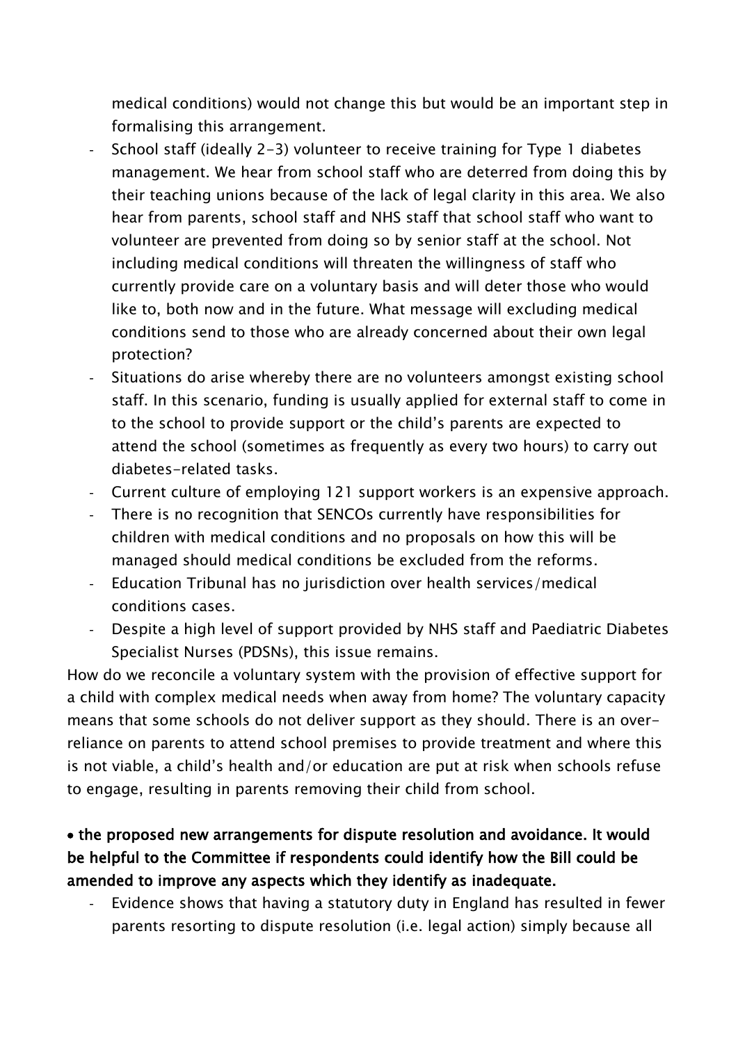medical conditions) would not change this but would be an important step in formalising this arrangement.

- School staff (ideally 2-3) volunteer to receive training for Type 1 diabetes management. We hear from school staff who are deterred from doing this by their teaching unions because of the lack of legal clarity in this area. We also hear from parents, school staff and NHS staff that school staff who want to volunteer are prevented from doing so by senior staff at the school. Not including medical conditions will threaten the willingness of staff who currently provide care on a voluntary basis and will deter those who would like to, both now and in the future. What message will excluding medical conditions send to those who are already concerned about their own legal protection?
- Situations do arise whereby there are no volunteers amongst existing school staff. In this scenario, funding is usually applied for external staff to come in to the school to provide support or the child's parents are expected to attend the school (sometimes as frequently as every two hours) to carry out diabetes-related tasks.
- Current culture of employing 121 support workers is an expensive approach.
- There is no recognition that SENCOs currently have responsibilities for children with medical conditions and no proposals on how this will be managed should medical conditions be excluded from the reforms.
- Education Tribunal has no jurisdiction over health services/medical conditions cases.
- Despite a high level of support provided by NHS staff and Paediatric Diabetes Specialist Nurses (PDSNs), this issue remains.

How do we reconcile a voluntary system with the provision of effective support for a child with complex medical needs when away from home? The voluntary capacity means that some schools do not deliver support as they should. There is an over-reliance on parents to attend school premises to provide treatment and where this is not viable, a child's health and/or education are put at risk when schools refuse to engage, resulting in parents removing their child from school.

- **the proposed new arrangements for dispute resolution and avoidance. It would be helpful to the Committee if respondents could identify how the Bill could be amended to improve any aspects which they identify as inadequate.**

- Evidence shows that having a statutory duty in England has resulted in fewer parents resorting to dispute resolution (i.e. legal action) simply because all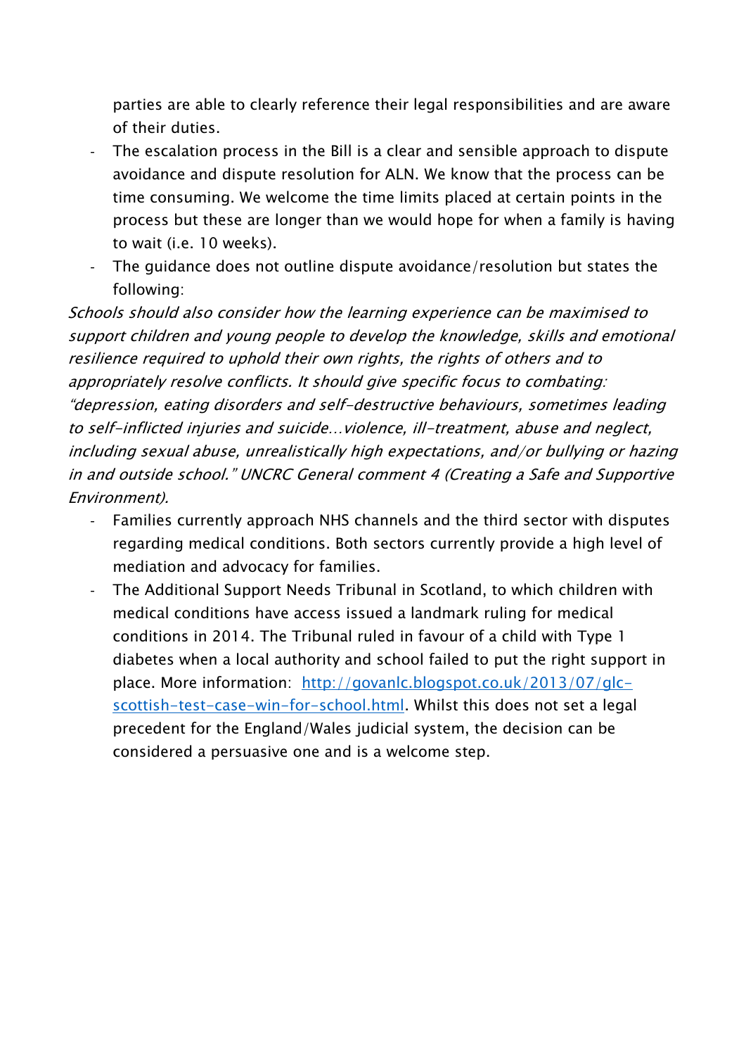parties are able to clearly reference their legal responsibilities and are aware of their duties.

- The escalation process in the Bill is a clear and sensible approach to dispute avoidance and dispute resolution for ALN. We know that the process can be time consuming. We welcome the time limits placed at certain points in the process but these are longer than we would hope for when a family is having to wait (i.e. 10 weeks).
- The guidance does not outline dispute avoidance/resolution but states the following:

*Schools should also consider how the learning experience can be maximised to support children and young people to develop the knowledge, skills and emotional resilience required to uphold their own rights, the rights of others and to appropriately resolve conflicts. It should give specific focus to combating: "depression, eating disorders and self-destructive behaviours, sometimes leading to self-inflicted injuries and suicide…violence, ill-treatment, abuse and neglect, including sexual abuse, unrealistically high expectations, and/or bullying or hazing in and outside school." UNCRC General comment 4 (Creating a Safe and Supportive Environment).*

- Families currently approach NHS channels and the third sector with disputes regarding medical conditions. Both sectors currently provide a high level of mediation and advocacy for families.
- The Additional Support Needs Tribunal in Scotland, to which children with medical conditions have access issued a landmark ruling for medical conditions in 2014. The Tribunal ruled in favour of a child with Type 1 diabetes when a local authority and school failed to put the right support in place. More information: [http://govanlc.blogspot.co.uk/2013/07/glc-scottish-test-case-win-for-school.html](http://govanlc.blogspot.co.uk/2013/07/glc-scottish-test-case-win-for-school.html). Whilst this does not set a legal precedent for the England/Wales judicial system, the decision can be considered a persuasive one and is a welcome step.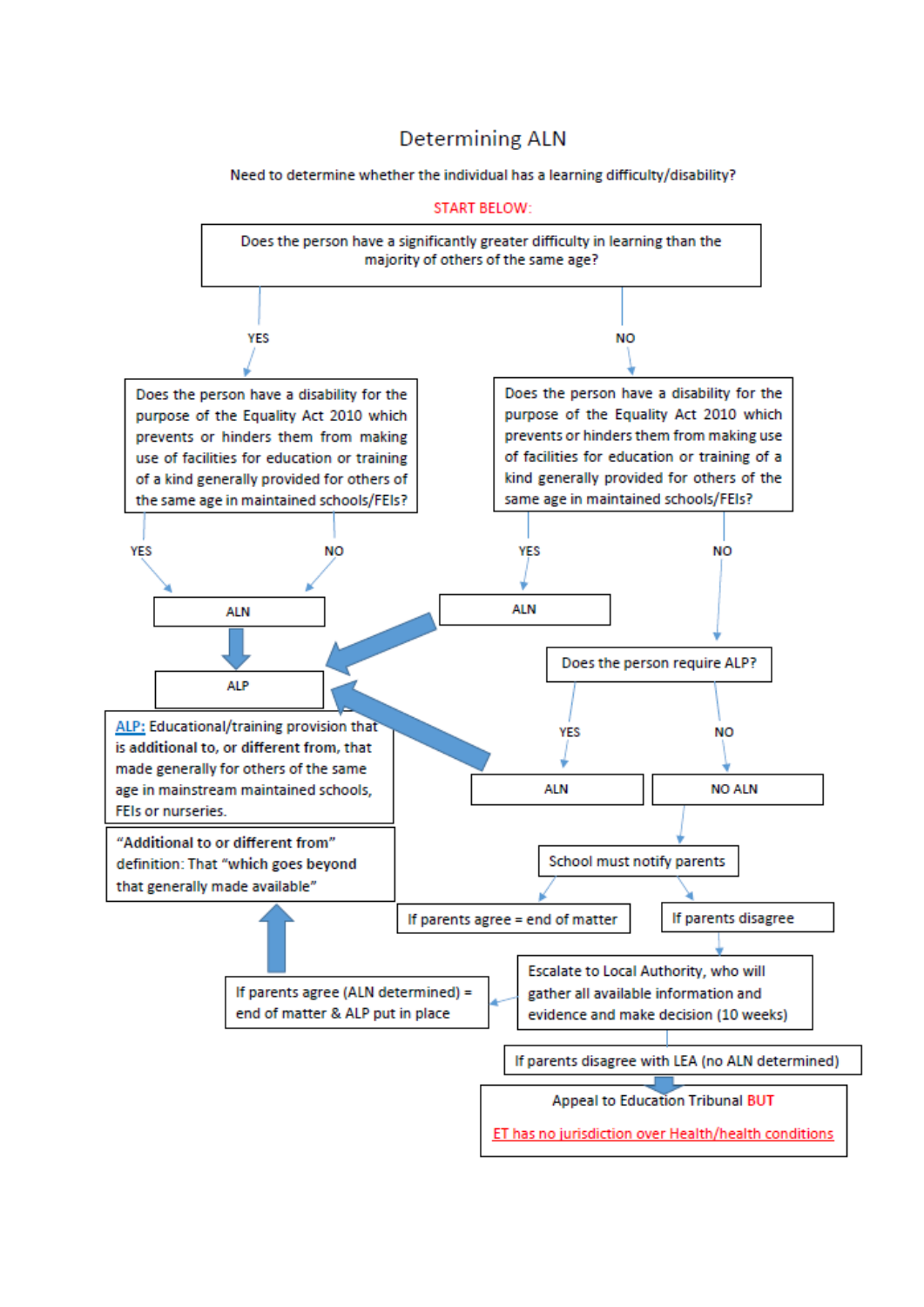# Determining ALN

Need to determine whether the individual has a learning difficulty/disability?

START BELOW:

Does the person have a significantly greater difficulty in learning than the majority of others of the same age?

YES

NO

Does the person have a disability for the purpose of the Equality Act 2010 which prevents or hinders them from making use of facilities for education or training of a kind generally provided for others of the same age in maintained schools/FEIs?

Does the person have a disability for the purpose of the Equality Act 2010 which prevents or hinders them from making use of facilities for education or training of a kind generally provided for others of the same age in maintained schools/FEIs?

YES

NO

YES

NO

ALN

ALN

ALP

Does the person require ALP?

YES

NO

ALP: Educational/training provision that is **additional to, or different from**, that made generally for others of the same age in mainstream maintained schools, FEIs or nurseries.

ALN

NO ALN

"**Additional to or different from**" definition: That "which goes beyond that generally made available"

School must notify parents

If parents agree = end of matter

If parents disagree

If parents agree (ALN determined) = end of matter & ALP put in place

Escalate to Local Authority, who will gather all available information and evidence and make decision (10 weeks)

If parents disagree with LEA (no ALN determined)

Appeal to Education Tribunal BUT

ET has no jurisdiction over Health/health conditions